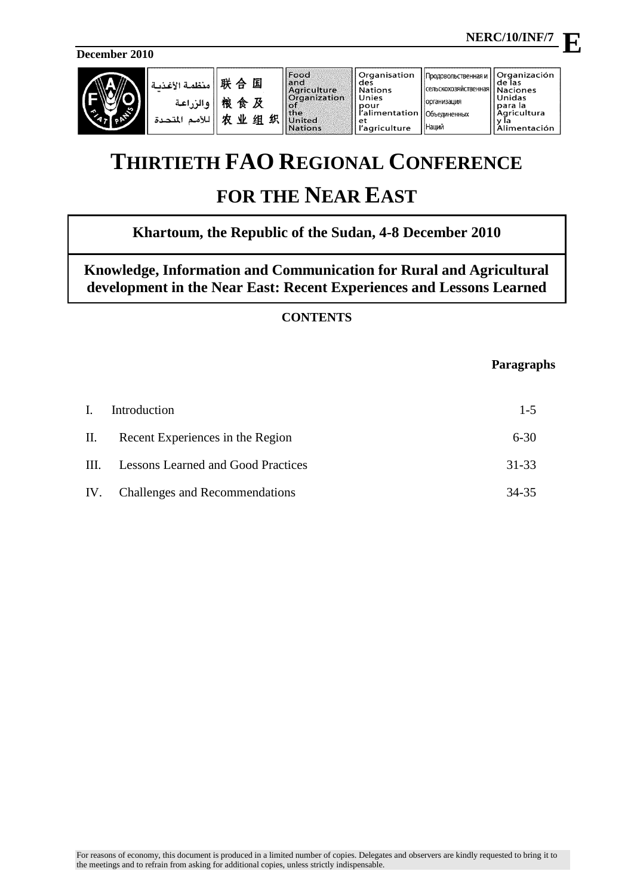NERC/10/INF/7 **E**

**December 2010**

منظمة الأغذية والزراعة للأمم المتحدة | 联合国粮食及农业组织 | Food and Agriculture Organization of the United Nations | Organisation des Nations Unies pour l'alimentation et l'agriculture | Продовольственная и сельскохозяйственная организация Объединенных Наций | Organización de las Naciones Unidas para la Agricultura y la Alimentación

# THIRTIETH FAO REGIONAL CONFERENCE FOR THE NEAR EAST

**Khartoum, the Republic of the Sudan, 4-8 December 2010**

**Knowledge, Information and Communication for Rural and Agricultural development in the Near East: Recent Experiences and Lessons Learned**

**CONTENTS**

| | | Paragraphs |
|---|---|---|
| I. | Introduction | 1-5 |
| II. | Recent Experiences in the Region | 6-30 |
| III. | Lessons Learned and Good Practices | 31-33 |
| IV. | Challenges and Recommendations | 34-35 |

For reasons of economy, this document is produced in a limited number of copies. Delegates and observers are kindly requested to bring it to the meetings and to refrain from asking for additional copies, unless strictly indispensable.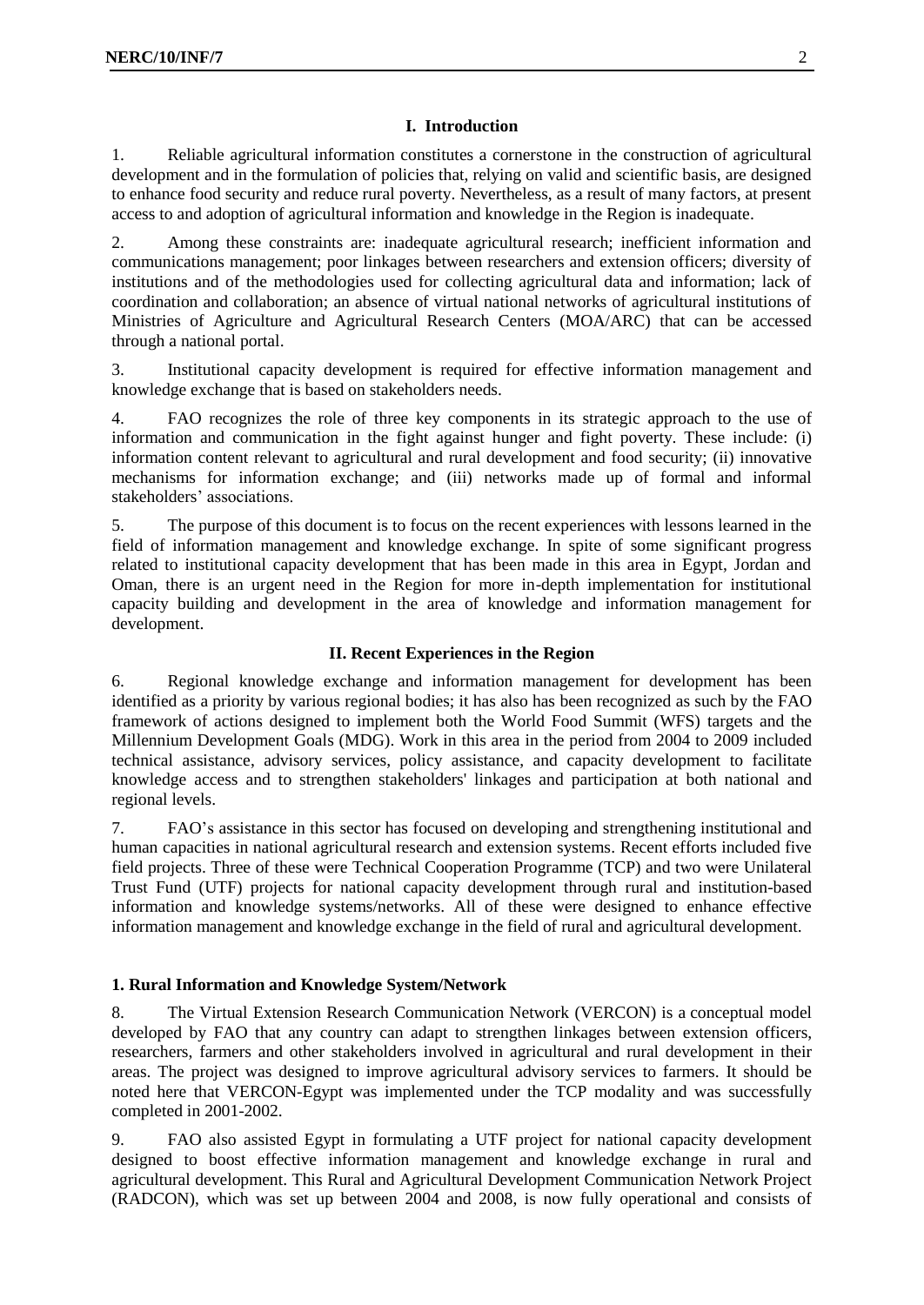## I. Introduction

1. Reliable agricultural information constitutes a cornerstone in the construction of agricultural development and in the formulation of policies that, relying on valid and scientific basis, are designed to enhance food security and reduce rural poverty. Nevertheless, as a result of many factors, at present access to and adoption of agricultural information and knowledge in the Region is inadequate.

2. Among these constraints are: inadequate agricultural research; inefficient information and communications management; poor linkages between researchers and extension officers; diversity of institutions and of the methodologies used for collecting agricultural data and information; lack of coordination and collaboration; an absence of virtual national networks of agricultural institutions of Ministries of Agriculture and Agricultural Research Centers (MOA/ARC) that can be accessed through a national portal.

3. Institutional capacity development is required for effective information management and knowledge exchange that is based on stakeholders needs.

4. FAO recognizes the role of three key components in its strategic approach to the use of information and communication in the fight against hunger and fight poverty. These include: (i) information content relevant to agricultural and rural development and food security; (ii) innovative mechanisms for information exchange; and (iii) networks made up of formal and informal stakeholders' associations.

5. The purpose of this document is to focus on the recent experiences with lessons learned in the field of information management and knowledge exchange. In spite of some significant progress related to institutional capacity development that has been made in this area in Egypt, Jordan and Oman, there is an urgent need in the Region for more in-depth implementation for institutional capacity building and development in the area of knowledge and information management for development.

## II. Recent Experiences in the Region

6. Regional knowledge exchange and information management for development has been identified as a priority by various regional bodies; it has also has been recognized as such by the FAO framework of actions designed to implement both the World Food Summit (WFS) targets and the Millennium Development Goals (MDG). Work in this area in the period from 2004 to 2009 included technical assistance, advisory services, policy assistance, and capacity development to facilitate knowledge access and to strengthen stakeholders' linkages and participation at both national and regional levels.

7. FAO's assistance in this sector has focused on developing and strengthening institutional and human capacities in national agricultural research and extension systems. Recent efforts included five field projects. Three of these were Technical Cooperation Programme (TCP) and two were Unilateral Trust Fund (UTF) projects for national capacity development through rural and institution-based information and knowledge systems/networks. All of these were designed to enhance effective information management and knowledge exchange in the field of rural and agricultural development.

### 1. Rural Information and Knowledge System/Network

8. The Virtual Extension Research Communication Network (VERCON) is a conceptual model developed by FAO that any country can adapt to strengthen linkages between extension officers, researchers, farmers and other stakeholders involved in agricultural and rural development in their areas. The project was designed to improve agricultural advisory services to farmers. It should be noted here that VERCON-Egypt was implemented under the TCP modality and was successfully completed in 2001-2002.

9. FAO also assisted Egypt in formulating a UTF project for national capacity development designed to boost effective information management and knowledge exchange in rural and agricultural development. This Rural and Agricultural Development Communication Network Project (RADCON), which was set up between 2004 and 2008, is now fully operational and consists of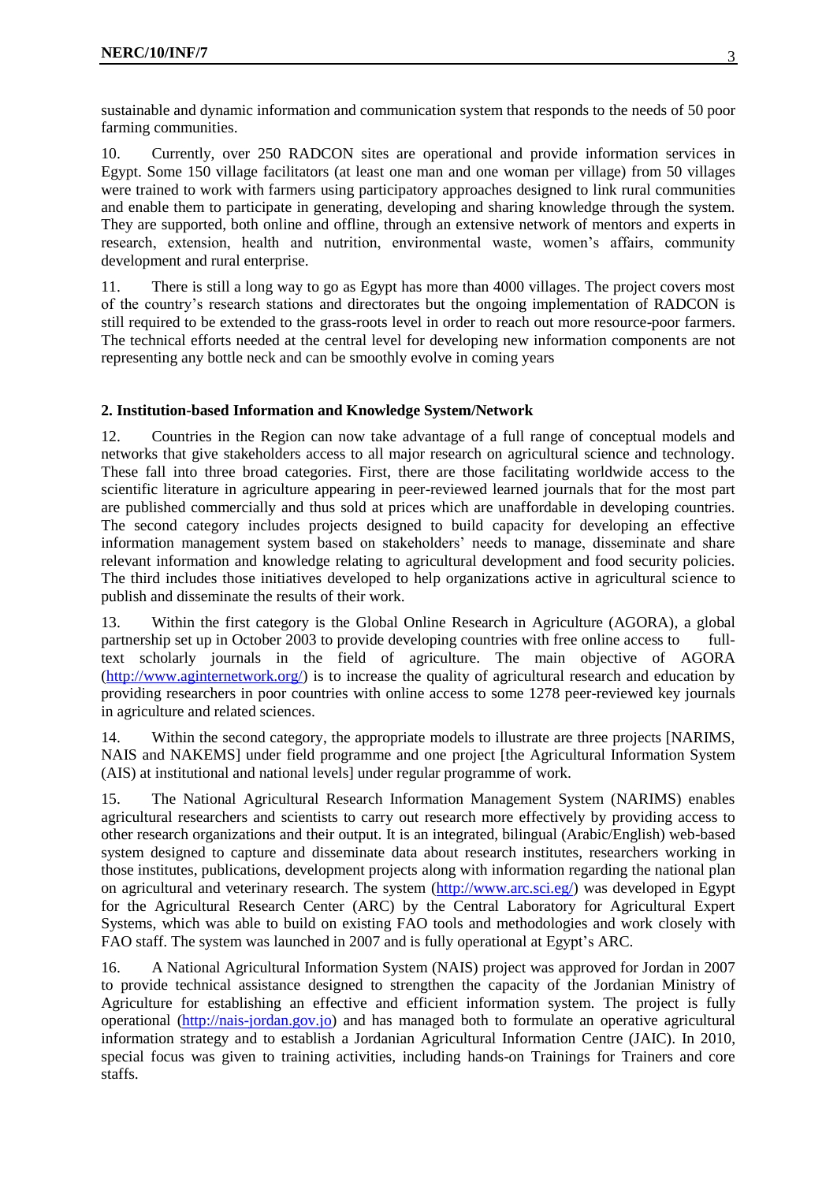sustainable and dynamic information and communication system that responds to the needs of 50 poor farming communities.

10. Currently, over 250 RADCON sites are operational and provide information services in Egypt. Some 150 village facilitators (at least one man and one woman per village) from 50 villages were trained to work with farmers using participatory approaches designed to link rural communities and enable them to participate in generating, developing and sharing knowledge through the system. They are supported, both online and offline, through an extensive network of mentors and experts in research, extension, health and nutrition, environmental waste, women's affairs, community development and rural enterprise.

11. There is still a long way to go as Egypt has more than 4000 villages. The project covers most of the country's research stations and directorates but the ongoing implementation of RADCON is still required to be extended to the grass-roots level in order to reach out more resource-poor farmers. The technical efforts needed at the central level for developing new information components are not representing any bottle neck and can be smoothly evolve in coming years

**2. Institution-based Information and Knowledge System/Network**

12. Countries in the Region can now take advantage of a full range of conceptual models and networks that give stakeholders access to all major research on agricultural science and technology. These fall into three broad categories. First, there are those facilitating worldwide access to the scientific literature in agriculture appearing in peer-reviewed learned journals that for the most part are published commercially and thus sold at prices which are unaffordable in developing countries. The second category includes projects designed to build capacity for developing an effective information management system based on stakeholders' needs to manage, disseminate and share relevant information and knowledge relating to agricultural development and food security policies. The third includes those initiatives developed to help organizations active in agricultural science to publish and disseminate the results of their work.

13. Within the first category is the Global Online Research in Agriculture (AGORA), a global partnership set up in October 2003 to provide developing countries with free online access to full-text scholarly journals in the field of agriculture. The main objective of AGORA (http://www.aginternetwork.org/) is to increase the quality of agricultural research and education by providing researchers in poor countries with online access to some 1278 peer-reviewed key journals in agriculture and related sciences.

14. Within the second category, the appropriate models to illustrate are three projects [NARIMS, NAIS and NAKEMS] under field programme and one project [the Agricultural Information System (AIS) at institutional and national levels] under regular programme of work.

15. The National Agricultural Research Information Management System (NARIMS) enables agricultural researchers and scientists to carry out research more effectively by providing access to other research organizations and their output. It is an integrated, bilingual (Arabic/English) web-based system designed to capture and disseminate data about research institutes, researchers working in those institutes, publications, development projects along with information regarding the national plan on agricultural and veterinary research. The system (http://www.arc.sci.eg/) was developed in Egypt for the Agricultural Research Center (ARC) by the Central Laboratory for Agricultural Expert Systems, which was able to build on existing FAO tools and methodologies and work closely with FAO staff. The system was launched in 2007 and is fully operational at Egypt's ARC.

16. A National Agricultural Information System (NAIS) project was approved for Jordan in 2007 to provide technical assistance designed to strengthen the capacity of the Jordanian Ministry of Agriculture for establishing an effective and efficient information system. The project is fully operational (http://nais-jordan.gov.jo) and has managed both to formulate an operative agricultural information strategy and to establish a Jordanian Agricultural Information Centre (JAIC). In 2010, special focus was given to training activities, including hands-on Trainings for Trainers and core staffs.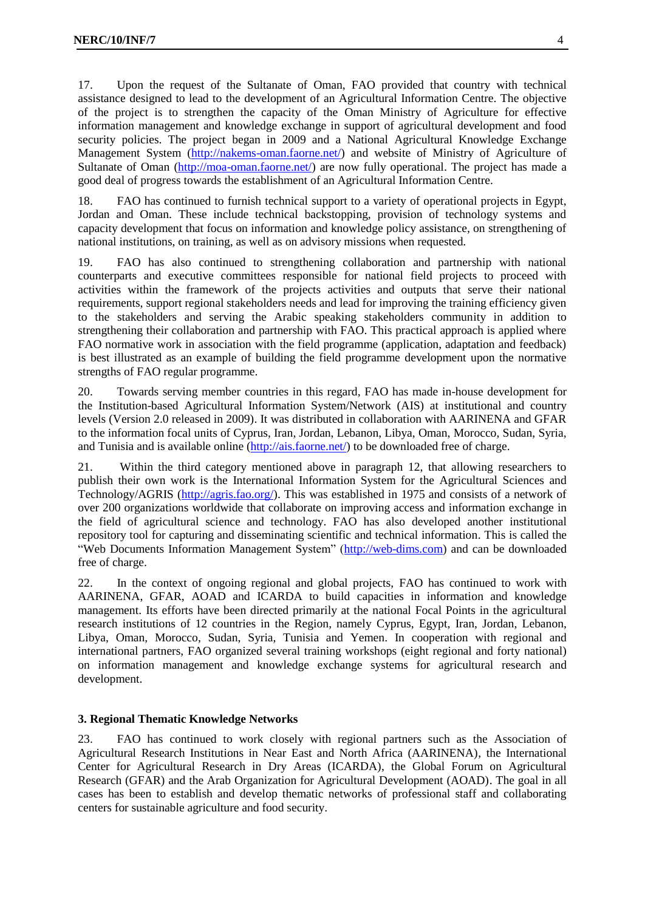17. Upon the request of the Sultanate of Oman, FAO provided that country with technical assistance designed to lead to the development of an Agricultural Information Centre. The objective of the project is to strengthen the capacity of the Oman Ministry of Agriculture for effective information management and knowledge exchange in support of agricultural development and food security policies. The project began in 2009 and a National Agricultural Knowledge Exchange Management System (http://nakems-oman.faorne.net/) and website of Ministry of Agriculture of Sultanate of Oman (http://moa-oman.faorne.net/) are now fully operational. The project has made a good deal of progress towards the establishment of an Agricultural Information Centre.

18. FAO has continued to furnish technical support to a variety of operational projects in Egypt, Jordan and Oman. These include technical backstopping, provision of technology systems and capacity development that focus on information and knowledge policy assistance, on strengthening of national institutions, on training, as well as on advisory missions when requested.

19. FAO has also continued to strengthening collaboration and partnership with national counterparts and executive committees responsible for national field projects to proceed with activities within the framework of the projects activities and outputs that serve their national requirements, support regional stakeholders needs and lead for improving the training efficiency given to the stakeholders and serving the Arabic speaking stakeholders community in addition to strengthening their collaboration and partnership with FAO. This practical approach is applied where FAO normative work in association with the field programme (application, adaptation and feedback) is best illustrated as an example of building the field programme development upon the normative strengths of FAO regular programme.

20. Towards serving member countries in this regard, FAO has made in-house development for the Institution-based Agricultural Information System/Network (AIS) at institutional and country levels (Version 2.0 released in 2009). It was distributed in collaboration with AARINENA and GFAR to the information focal units of Cyprus, Iran, Jordan, Lebanon, Libya, Oman, Morocco, Sudan, Syria, and Tunisia and is available online (http://ais.faorne.net/) to be downloaded free of charge.

21. Within the third category mentioned above in paragraph 12, that allowing researchers to publish their own work is the International Information System for the Agricultural Sciences and Technology/AGRIS (http://agris.fao.org/). This was established in 1975 and consists of a network of over 200 organizations worldwide that collaborate on improving access and information exchange in the field of agricultural science and technology. FAO has also developed another institutional repository tool for capturing and disseminating scientific and technical information. This is called the "Web Documents Information Management System" (http://web-dims.com) and can be downloaded free of charge.

22. In the context of ongoing regional and global projects, FAO has continued to work with AARINENA, GFAR, AOAD and ICARDA to build capacities in information and knowledge management. Its efforts have been directed primarily at the national Focal Points in the agricultural research institutions of 12 countries in the Region, namely Cyprus, Egypt, Iran, Jordan, Lebanon, Libya, Oman, Morocco, Sudan, Syria, Tunisia and Yemen. In cooperation with regional and international partners, FAO organized several training workshops (eight regional and forty national) on information management and knowledge exchange systems for agricultural research and development.

### 3. Regional Thematic Knowledge Networks

23. FAO has continued to work closely with regional partners such as the Association of Agricultural Research Institutions in Near East and North Africa (AARINENA), the International Center for Agricultural Research in Dry Areas (ICARDA), the Global Forum on Agricultural Research (GFAR) and the Arab Organization for Agricultural Development (AOAD). The goal in all cases has been to establish and develop thematic networks of professional staff and collaborating centers for sustainable agriculture and food security.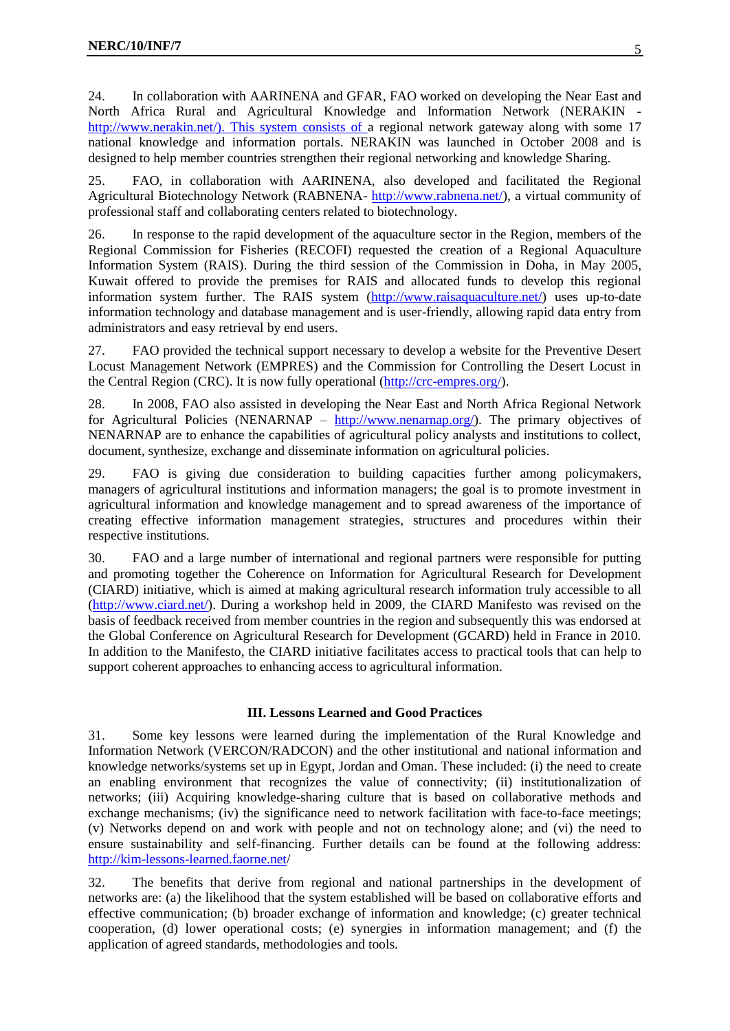24. In collaboration with AARINENA and GFAR, FAO worked on developing the Near East and North Africa Rural and Agricultural Knowledge and Information Network (NERAKIN - http://www.nerakin.net/). This system consists of a regional network gateway along with some 17 national knowledge and information portals. NERAKIN was launched in October 2008 and is designed to help member countries strengthen their regional networking and knowledge Sharing.

25. FAO, in collaboration with AARINENA, also developed and facilitated the Regional Agricultural Biotechnology Network (RABNENA- http://www.rabnena.net/), a virtual community of professional staff and collaborating centers related to biotechnology.

26. In response to the rapid development of the aquaculture sector in the Region, members of the Regional Commission for Fisheries (RECOFI) requested the creation of a Regional Aquaculture Information System (RAIS). During the third session of the Commission in Doha, in May 2005, Kuwait offered to provide the premises for RAIS and allocated funds to develop this regional information system further. The RAIS system (http://www.raisaquaculture.net/) uses up-to-date information technology and database management and is user-friendly, allowing rapid data entry from administrators and easy retrieval by end users.

27. FAO provided the technical support necessary to develop a website for the Preventive Desert Locust Management Network (EMPRES) and the Commission for Controlling the Desert Locust in the Central Region (CRC). It is now fully operational (http://crc-empres.org/).

28. In 2008, FAO also assisted in developing the Near East and North Africa Regional Network for Agricultural Policies (NENARNAP – http://www.nenarnap.org/). The primary objectives of NENARNAP are to enhance the capabilities of agricultural policy analysts and institutions to collect, document, synthesize, exchange and disseminate information on agricultural policies.

29. FAO is giving due consideration to building capacities further among policymakers, managers of agricultural institutions and information managers; the goal is to promote investment in agricultural information and knowledge management and to spread awareness of the importance of creating effective information management strategies, structures and procedures within their respective institutions.

30. FAO and a large number of international and regional partners were responsible for putting and promoting together the Coherence on Information for Agricultural Research for Development (CIARD) initiative, which is aimed at making agricultural research information truly accessible to all (http://www.ciard.net/). During a workshop held in 2009, the CIARD Manifesto was revised on the basis of feedback received from member countries in the region and subsequently this was endorsed at the Global Conference on Agricultural Research for Development (GCARD) held in France in 2010. In addition to the Manifesto, the CIARD initiative facilitates access to practical tools that can help to support coherent approaches to enhancing access to agricultural information.

## III. Lessons Learned and Good Practices

31. Some key lessons were learned during the implementation of the Rural Knowledge and Information Network (VERCON/RADCON) and the other institutional and national information and knowledge networks/systems set up in Egypt, Jordan and Oman. These included: (i) the need to create an enabling environment that recognizes the value of connectivity; (ii) institutionalization of networks; (iii) Acquiring knowledge-sharing culture that is based on collaborative methods and exchange mechanisms; (iv) the significance need to network facilitation with face-to-face meetings; (v) Networks depend on and work with people and not on technology alone; and (vi) the need to ensure sustainability and self-financing. Further details can be found at the following address: http://kim-lessons-learned.faorne.net/

32. The benefits that derive from regional and national partnerships in the development of networks are: (a) the likelihood that the system established will be based on collaborative efforts and effective communication; (b) broader exchange of information and knowledge; (c) greater technical cooperation, (d) lower operational costs; (e) synergies in information management; and (f) the application of agreed standards, methodologies and tools.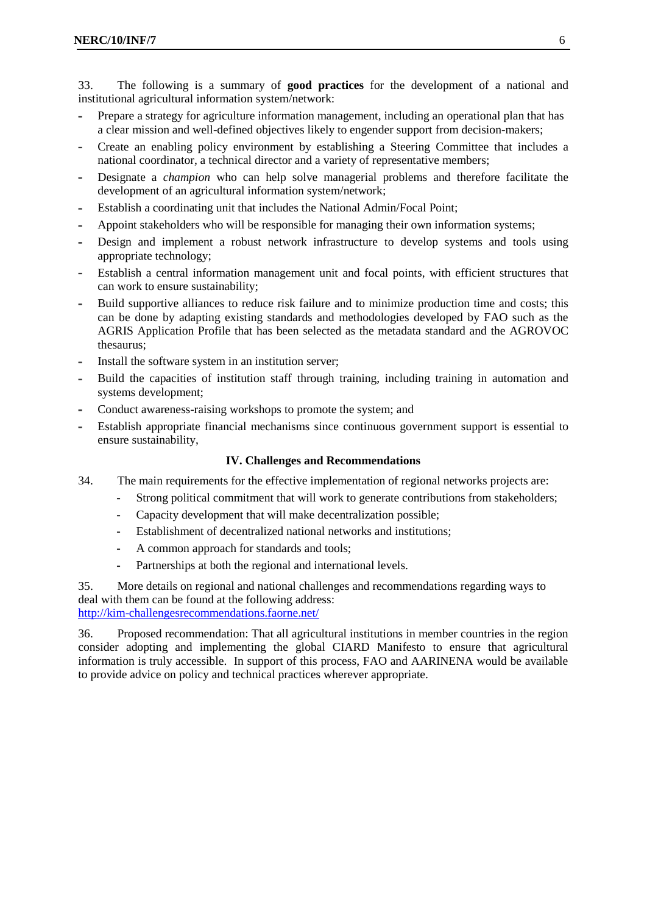33. The following is a summary of **good practices** for the development of a national and institutional agricultural information system/network:

- Prepare a strategy for agriculture information management, including an operational plan that has a clear mission and well-defined objectives likely to engender support from decision-makers;
- Create an enabling policy environment by establishing a Steering Committee that includes a national coordinator, a technical director and a variety of representative members;
- Designate a *champion* who can help solve managerial problems and therefore facilitate the development of an agricultural information system/network;
- Establish a coordinating unit that includes the National Admin/Focal Point;
- Appoint stakeholders who will be responsible for managing their own information systems;
- Design and implement a robust network infrastructure to develop systems and tools using appropriate technology;
- Establish a central information management unit and focal points, with efficient structures that can work to ensure sustainability;
- Build supportive alliances to reduce risk failure and to minimize production time and costs; this can be done by adapting existing standards and methodologies developed by FAO such as the AGRIS Application Profile that has been selected as the metadata standard and the AGROVOC thesaurus;
- Install the software system in an institution server;
- Build the capacities of institution staff through training, including training in automation and systems development;
- Conduct awareness-raising workshops to promote the system; and
- Establish appropriate financial mechanisms since continuous government support is essential to ensure sustainability,

## IV. Challenges and Recommendations

34. The main requirements for the effective implementation of regional networks projects are:

  - Strong political commitment that will work to generate contributions from stakeholders;
  - Capacity development that will make decentralization possible;
  - Establishment of decentralized national networks and institutions;
  - A common approach for standards and tools;
  - Partnerships at both the regional and international levels.

35. More details on regional and national challenges and recommendations regarding ways to deal with them can be found at the following address:
http://kim-challengesrecommendations.faorne.net/

36. Proposed recommendation: That all agricultural institutions in member countries in the region consider adopting and implementing the global CIARD Manifesto to ensure that agricultural information is truly accessible. In support of this process, FAO and AARINENA would be available to provide advice on policy and technical practices wherever appropriate.